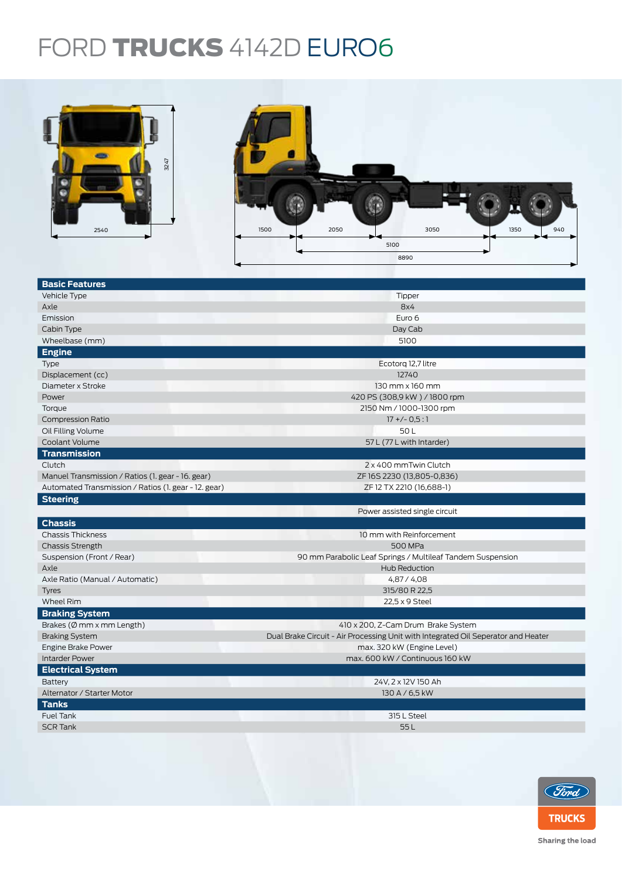# FORD TRUCKS 4142D EURO6

2540

3247

1500 2050 3050 1350 940

5100

8890

| **Basic Features** | |
|---|---|
| Vehicle Type | Tipper |
| Axle | 8x4 |
| Emission | Euro 6 |
| Cabin Type | Day Cab |
| Wheelbase (mm) | 5100 |
| **Engine** | |
| Type | Ecotorq 12,7 litre |
| Displacement (cc) | 12740 |
| Diameter x Stroke | 130 mm x 160 mm |
| Power | 420 PS (308,9 kW ) / 1800 rpm |
| Torque | 2150 Nm / 1000-1300 rpm |
| Compression Ratio | 17 +/- 0,5 : 1 |
| Oil Filling Volume | 50 L |
| Coolant Volume | 57 L (77 L with Intarder) |
| **Transmission** | |
| Clutch | 2 x 400 mmTwin Clutch |
| Manuel Transmission / Ratios (1. gear - 16. gear) | ZF 16S 2230 (13,805-0,836) |
| Automated Transmission / Ratios (1. gear - 12. gear) | ZF 12 TX 2210 (16,688-1) |
| **Steering** | |
| | Power assisted single circuit |
| **Chassis** | |
| Chassis Thickness | 10 mm with Reinforcement |
| Chassis Strength | 500 MPa |
| Suspension (Front / Rear) | 90 mm Parabolic Leaf Springs / Multileaf Tandem Suspension |
| Axle | Hub Reduction |
| Axle Ratio (Manual / Automatic) | 4,87 / 4,08 |
| Tyres | 315/80 R 22,5 |
| Wheel Rim | 22,5 x 9 Steel |
| **Braking System** | |
| Brakes (Ø mm x mm Length) | 410 x 200, Z-Cam Drum Brake System |
| Braking System | Dual Brake Circuit - Air Processing Unit with Integrated Oil Seperator and Heater |
| Engine Brake Power | max. 320 kW (Engine Level) |
| Intarder Power | max. 600 kW / Continuous 160 kW |
| **Electrical System** | |
| Battery | 24V, 2 x 12V 150 Ah |
| Alternator / Starter Motor | 130 A / 6,5 kW |
| **Tanks** | |
| Fuel Tank | 315 L Steel |
| SCR Tank | 55 L |

Ford TRUCKS

Sharing the load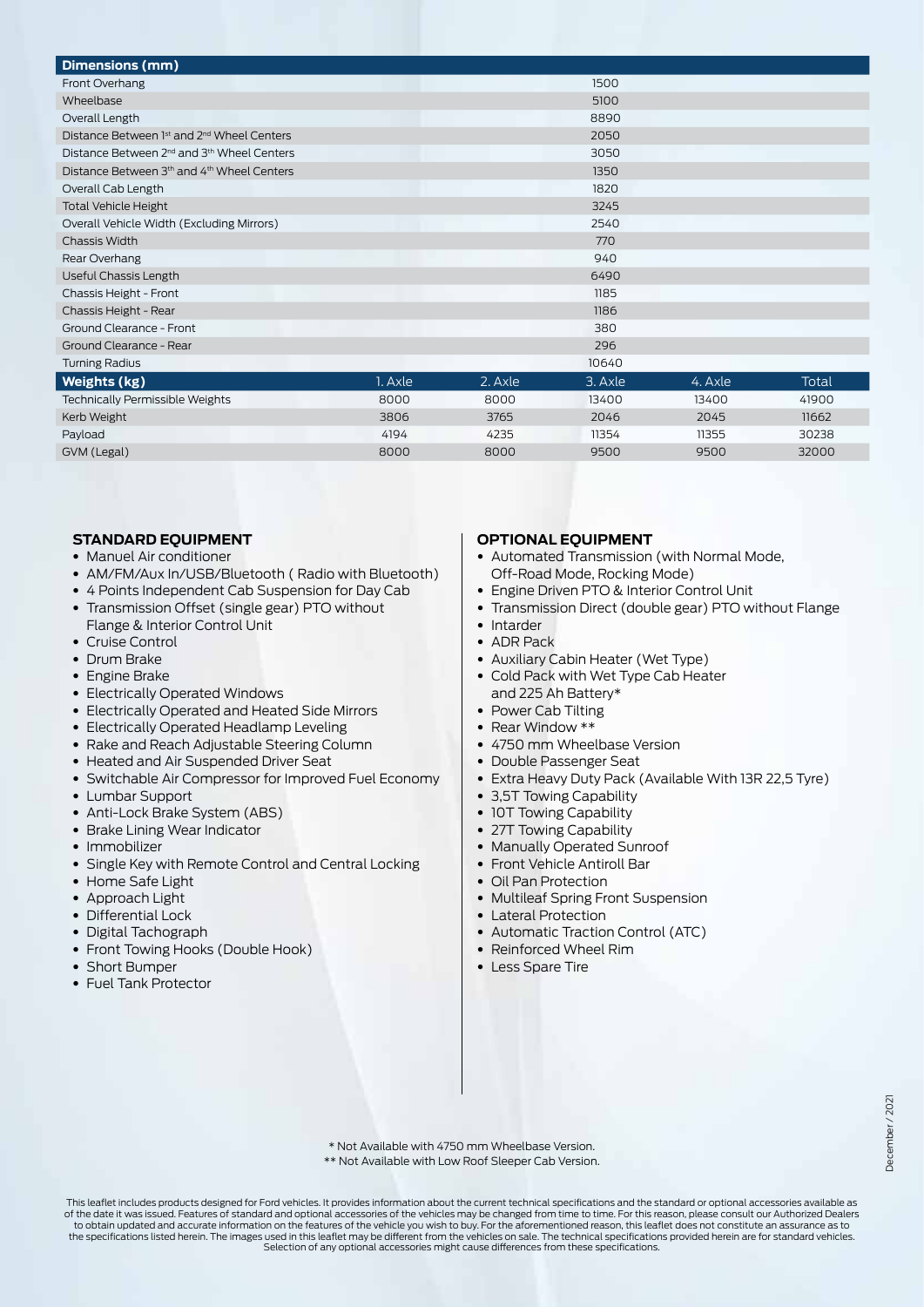| Dimensions (mm) | | | | | |
|---|---|---|---|---|---|
| Front Overhang | | | 1500 | | |
| Wheelbase | | | 5100 | | |
| Overall Length | | | 8890 | | |
| Distance Between 1st and 2nd Wheel Centers | | | 2050 | | |
| Distance Between 2nd and 3th Wheel Centers | | | 3050 | | |
| Distance Between 3th and 4th Wheel Centers | | | 1350 | | |
| Overall Cab Length | | | 1820 | | |
| Total Vehicle Height | | | 3245 | | |
| Overall Vehicle Width (Excluding Mirrors) | | | 2540 | | |
| Chassis Width | | | 770 | | |
| Rear Overhang | | | 940 | | |
| Useful Chassis Length | | | 6490 | | |
| Chassis Height - Front | | | 1185 | | |
| Chassis Height - Rear | | | 1186 | | |
| Ground Clearance - Front | | | 380 | | |
| Ground Clearance - Rear | | | 296 | | |
| Turning Radius | | | 10640 | | |
| **Weights (kg)** | **1. Axle** | **2. Axle** | **3. Axle** | **4. Axle** | **Total** |
| Technically Permissible Weights | 8000 | 8000 | 13400 | 13400 | 41900 |
| Kerb Weight | 3806 | 3765 | 2046 | 2045 | 11662 |
| Payload | 4194 | 4235 | 11354 | 11355 | 30238 |
| GVM (Legal) | 8000 | 8000 | 9500 | 9500 | 32000 |

## STANDARD EQUIPMENT

- Manuel Air conditioner
- AM/FM/Aux In/USB/Bluetooth ( Radio with Bluetooth)
- 4 Points Independent Cab Suspension for Day Cab
- Transmission Offset (single gear) PTO without Flange & Interior Control Unit
- Cruise Control
- Drum Brake
- Engine Brake
- Electrically Operated Windows
- Electrically Operated and Heated Side Mirrors
- Electrically Operated Headlamp Leveling
- Rake and Reach Adjustable Steering Column
- Heated and Air Suspended Driver Seat
- Switchable Air Compressor for Improved Fuel Economy
- Lumbar Support
- Anti-Lock Brake System (ABS)
- Brake Lining Wear Indicator
- Immobilizer
- Single Key with Remote Control and Central Locking
- Home Safe Light
- Approach Light
- Differential Lock
- Digital Tachograph
- Front Towing Hooks (Double Hook)
- Short Bumper
- Fuel Tank Protector

## OPTIONAL EQUIPMENT

- Automated Transmission (with Normal Mode, Off-Road Mode, Rocking Mode)
- Engine Driven PTO & Interior Control Unit
- Transmission Direct (double gear) PTO without Flange
- Intarder
- ADR Pack
- Auxiliary Cabin Heater (Wet Type)
- Cold Pack with Wet Type Cab Heater and 225 Ah Battery*
- Power Cab Tilting
- Rear Window **
- 4750 mm Wheelbase Version
- Double Passenger Seat
- Extra Heavy Duty Pack (Available With 13R 22,5 Tyre)
- 3,5T Towing Capability
- 10T Towing Capability
- 27T Towing Capability
- Manually Operated Sunroof
- Front Vehicle Antiroll Bar
- Oil Pan Protection
- Multileaf Spring Front Suspension
- Lateral Protection
- Automatic Traction Control (ATC)
- Reinforced Wheel Rim
- Less Spare Tire

\* Not Available with 4750 mm Wheelbase Version.
** Not Available with Low Roof Sleeper Cab Version.

December / 2021

This leaflet includes products designed for Ford vehicles. It provides information about the current technical specifications and the standard or optional accessories available as of the date it was issued. Features of standard and optional accessories of the vehicles may be changed from time to time. For this reason, please consult our Authorized Dealers to obtain updated and accurate information on the features of the vehicle you wish to buy. For the aforementioned reason, this leaflet does not constitute an assurance as to the specifications listed herein. The images used in this leaflet may be different from the vehicles on sale. The technical specifications provided herein are for standard vehicles. Selection of any optional accessories might cause differences from these specifications.